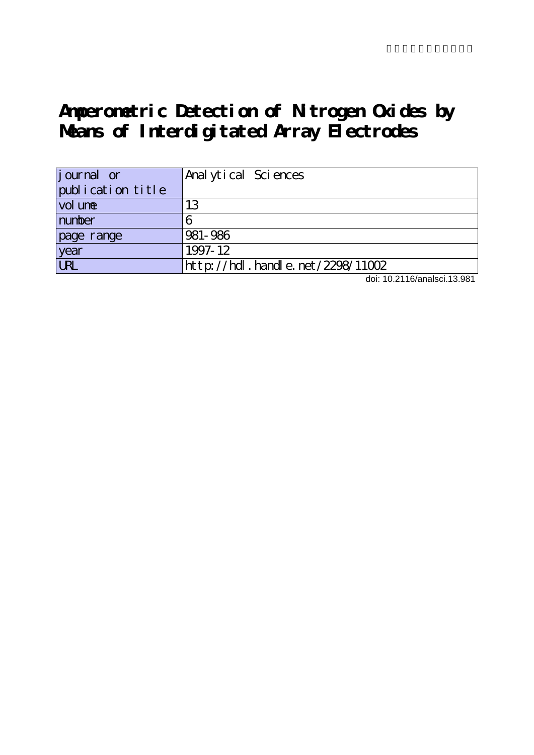# Amperometric Detection of Nitrogen Oxides by Means of Interdigitated Array Electrodes

| journal or publication title | Analytical Sciences |
| --- | --- |
| volume | 13 |
| number | 6 |
| page range | 981-986 |
| year | 1997-12 |
| URL | http://hdl.handle.net/2298/11002 |

doi: 10.2116/analsci.13.981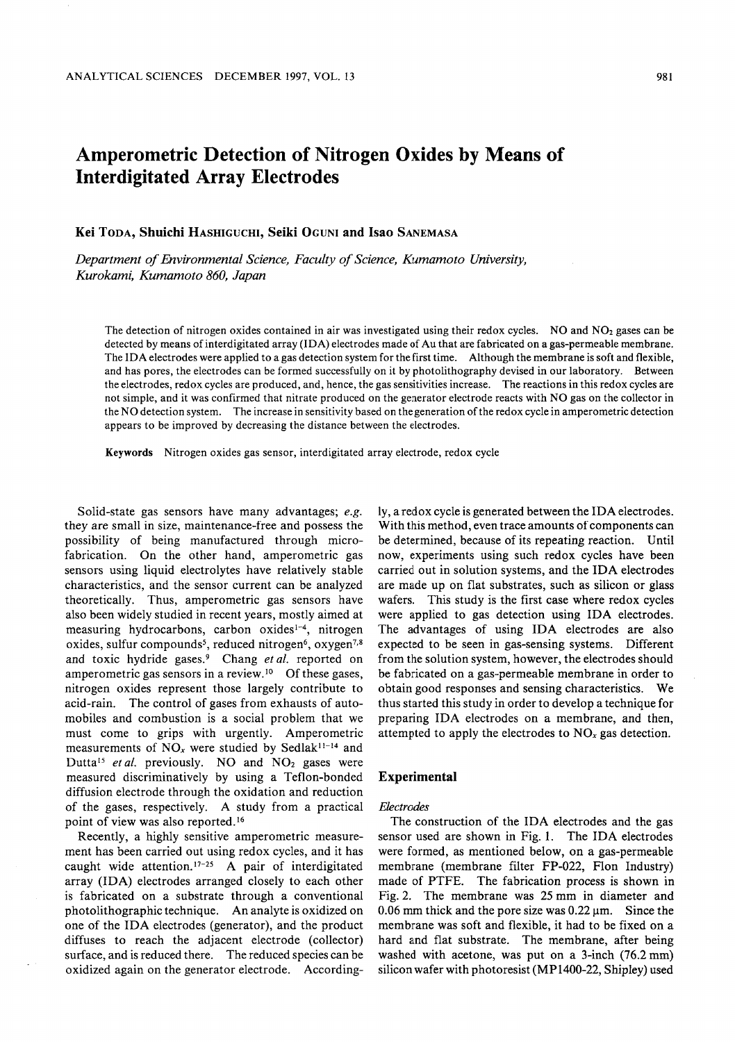# Amperometric Detection of Nitrogen Oxides by Means of Interdigitated Array Electrodes

**Kei Toda, Shuichi Hashiguchi, Seiki Oguni and Isao Sanemasa**

*Department of Environmental Science, Faculty of Science, Kumamoto University, Kurokami, Kumamoto 860, Japan*

The detection of nitrogen oxides contained in air was investigated using their redox cycles. NO and $NO_2$ gases can be detected by means of interdigitated array (IDA) electrodes made of Au that are fabricated on a gas-permeable membrane. The IDA electrodes were applied to a gas detection system for the first time. Although the membrane is soft and flexible, and has pores, the electrodes can be formed successfully on it by photolithography devised in our laboratory. Between the electrodes, redox cycles are produced, and, hence, the gas sensitivities increase. The reactions in this redox cycles are not simple, and it was confirmed that nitrate produced on the generator electrode reacts with NO gas on the collector in the NO detection system. The increase in sensitivity based on the generation of the redox cycle in amperometric detection appears to be improved by decreasing the distance between the electrodes.

**Keywords** Nitrogen oxides gas sensor, interdigitated array electrode, redox cycle

Solid-state gas sensors have many advantages; *e.g.* they are small in size, maintenance-free and possess the possibility of being manufactured through micro-fabrication. On the other hand, amperometric gas sensors using liquid electrolytes have relatively stable characteristics, and the sensor current can be analyzed theoretically. Thus, amperometric gas sensors have also been widely studied in recent years, mostly aimed at measuring hydrocarbons, carbon oxides[1-4], nitrogen oxides, sulfur compounds[5], reduced nitrogen[6], oxygen[7,8] and toxic hydride gases.[9] Chang *et al.* reported on amperometric gas sensors in a review.[10] Of these gases, nitrogen oxides represent those largely contribute to acid-rain. The control of gases from exhausts of automobiles and combustion is a social problem that we must come to grips with urgently. Amperometric measurements of $NO_x$ were studied by Sedlak[11-14] and Dutta[15] *et al.* previously. NO and $NO_2$ gases were measured discriminatively by using a Teflon-bonded diffusion electrode through the oxidation and reduction of the gases, respectively. A study from a practical point of view was also reported.[16]

Recently, a highly sensitive amperometric measurement has been carried out using redox cycles, and it has caught wide attention.[17-25] A pair of interdigitated array (IDA) electrodes arranged closely to each other is fabricated on a substrate through a conventional photolithographic technique. An analyte is oxidized on one of the IDA electrodes (generator), and the product diffuses to reach the adjacent electrode (collector) surface, and is reduced there. The reduced species can be oxidized again on the generator electrode. Accordingly, a redox cycle is generated between the IDA electrodes. With this method, even trace amounts of components can be determined, because of its repeating reaction. Until now, experiments using such redox cycles have been carried out in solution systems, and the IDA electrodes are made up on flat substrates, such as silicon or glass wafers. This study is the first case where redox cycles were applied to gas detection using IDA electrodes. The advantages of using IDA electrodes are also expected to be seen in gas-sensing systems. Different from the solution system, however, the electrodes should be fabricated on a gas-permeable membrane in order to obtain good responses and sensing characteristics. We thus started this study in order to develop a technique for preparing IDA electrodes on a membrane, and then, attempted to apply the electrodes to $NO_x$ gas detection.

## Experimental

### *Electrodes*

The construction of the IDA electrodes and the gas sensor used are shown in Fig. 1. The IDA electrodes were formed, as mentioned below, on a gas-permeable membrane (membrane filter FP-022, Flon Industry) made of PTFE. The fabrication process is shown in Fig. 2. The membrane was 25 mm in diameter and 0.06 mm thick and the pore size was 0.22 μm. Since the membrane was soft and flexible, it had to be fixed on a hard and flat substrate. The membrane, after being washed with acetone, was put on a 3-inch (76.2 mm) silicon wafer with photoresist (MP1400-22, Shipley) used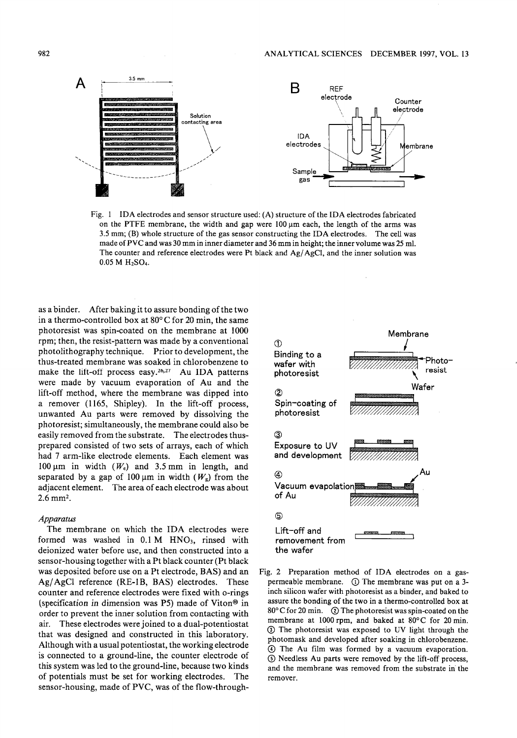Fig. 1 IDA electrodes and sensor structure used: (A) structure of the IDA electrodes fabricated on the PTFE membrane, the width and gap were 100 μm each, the length of the arms was 3.5 mm; (B) whole structure of the gas sensor constructing the IDA electrodes. The cell was made of PVC and was 30 mm in inner diameter and 36 mm in height; the inner volume was 25 ml. The counter and reference electrodes were Pt black and Ag/AgCl, and the inner solution was 0.05 M $H_2SO_4$.

as a binder. After baking it to assure bonding of the two in a thermo-controlled box at 80°C for 20 min, the same photoresist was spin-coated on the membrane at 1000 rpm; then, the resist-pattern was made by a conventional photolithography technique. Prior to development, the thus-treated membrane was soaked in chlorobenzene to make the lift-off process easy.[26,27] Au IDA patterns were made by vacuum evaporation of Au and the lift-off method, where the membrane was dipped into a remover (1165, Shipley). In the lift-off process, unwanted Au parts were removed by dissolving the photoresist; simultaneously, the membrane could also be easily removed from the substrate. The electrodes thus-prepared consisted of two sets of arrays, each of which had 7 arm-like electrode elements. Each element was 100 μm in width ($W_e$) and 3.5 mm in length, and separated by a gap of 100 μm in width ($W_g$) from the adjacent element. The area of each electrode was about 2.6 mm².

### *Apparatus*

The membrane on which the IDA electrodes were formed was washed in 0.1 M $HNO_3$, rinsed with deionized water before use, and then constructed into a sensor-housing together with a Pt black counter (Pt black was deposited before use on a Pt electrode, BAS) and an Ag/AgCl reference (RE-1B, BAS) electrodes. These counter and reference electrodes were fixed with o-rings (specification in dimension was P5) made of Viton® in order to prevent the inner solution from contacting with air. These electrodes were joined to a dual-potentiostat that was designed and constructed in this laboratory. Although with a usual potentiostat, the working electrode is connected to a ground-line, the counter electrode of this system was led to the ground-line, because two kinds of potentials must be set for working electrodes. The sensor-housing, made of PVC, was of the flow-through-

Fig. 2 Preparation method of IDA electrodes on a gas-permeable membrane. ① The membrane was put on a 3-inch silicon wafer with photoresist as a binder, and baked to assure the bonding of the two in a thermo-controlled box at 80°C for 20 min. ② The photoresist was spin-coated on the membrane at 1000 rpm, and baked at 80°C for 20 min. ③ The photoresist was exposed to UV light through the photomask and developed after soaking in chlorobenzene. ④ The Au film was formed by a vacuum evaporation. ⑤ Needless Au parts were removed by the lift-off process, and the membrane was removed from the substrate in the remover.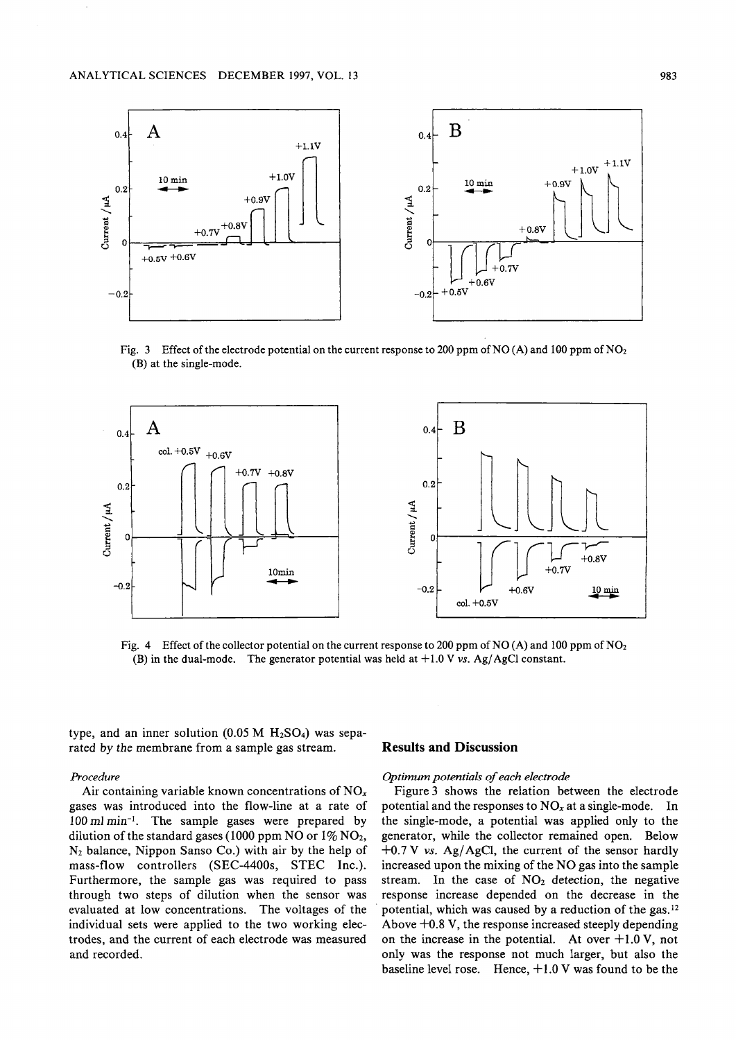Fig. 3 Effect of the electrode potential on the current response to 200 ppm of NO (A) and 100 ppm of $NO_2$ (B) at the single-mode.

Fig. 4 Effect of the collector potential on the current response to 200 ppm of NO (A) and 100 ppm of $NO_2$ (B) in the dual-mode. The generator potential was held at +1.0 V *vs.* Ag/AgCl constant.

type, and an inner solution (0.05 M $H_2SO_4$) was separated by the membrane from a sample gas stream.

*Procedure*

Air containing variable known concentrations of $NO_x$ gases was introduced into the flow-line at a rate of 100 ml $min^{-1}$. The sample gases were prepared by dilution of the standard gases (1000 ppm NO or 1% $NO_2$, $N_2$ balance, Nippon Sanso Co.) with air by the help of mass-flow controllers (SEC-4400s, STEC Inc.). Furthermore, the sample gas was required to pass through two steps of dilution when the sensor was evaluated at low concentrations. The voltages of the individual sets were applied to the two working electrodes, and the current of each electrode was measured and recorded.

## Results and Discussion

*Optimum potentials of each electrode*

Figure 3 shows the relation between the electrode potential and the responses to $NO_x$ at a single-mode. In the single-mode, a potential was applied only to the generator, while the collector remained open. Below +0.7 V *vs.* Ag/AgCl, the current of the sensor hardly increased upon the mixing of the NO gas into the sample stream. In the case of $NO_2$ detection, the negative response increase depended on the decrease in the potential, which was caused by a reduction of the gas.[12] Above +0.8 V, the response increased steeply depending on the increase in the potential. At over +1.0 V, not only was the response not much larger, but also the baseline level rose. Hence, +1.0 V was found to be the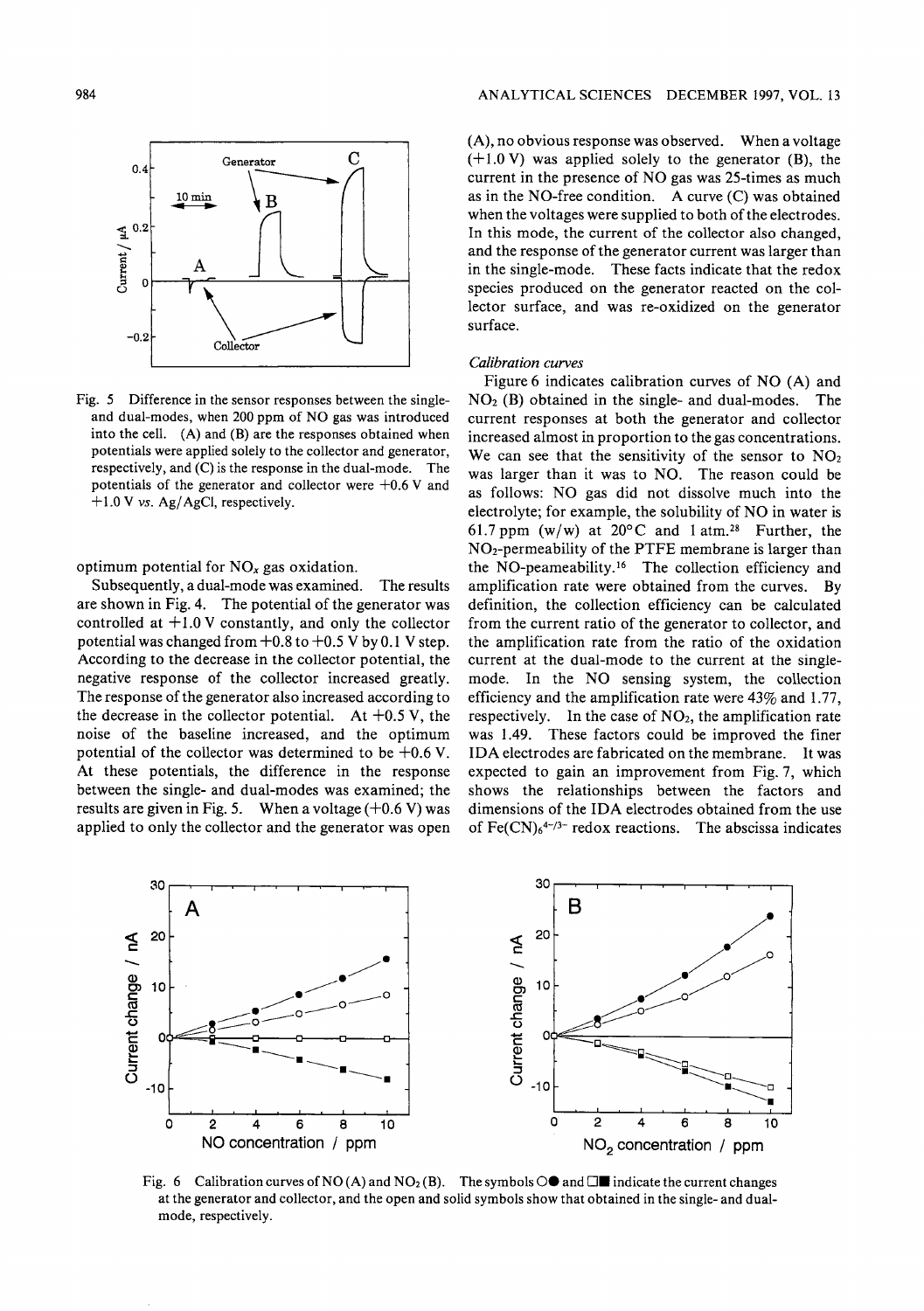Fig. 5 Difference in the sensor responses between the single- and dual-modes, when 200 ppm of NO gas was introduced into the cell. (A) and (B) are the responses obtained when potentials were applied solely to the collector and generator, respectively, and (C) is the response in the dual-mode. The potentials of the generator and collector were +0.6 V and +1.0 V *vs.* Ag/AgCl, respectively.

optimum potential for $NO_x$ gas oxidation.

Subsequently, a dual-mode was examined. The results are shown in Fig. 4. The potential of the generator was controlled at +1.0 V constantly, and only the collector potential was changed from +0.8 to +0.5 V by 0.1 V step. According to the decrease in the collector potential, the negative response of the collector increased greatly. The response of the generator also increased according to the decrease in the collector potential. At +0.5 V, the noise of the baseline increased, and the optimum potential of the collector was determined to be +0.6 V. At these potentials, the difference in the response between the single- and dual-modes was examined; the results are given in Fig. 5. When a voltage (+0.6 V) was applied to only the collector and the generator was open (A), no obvious response was observed. When a voltage (+1.0 V) was applied solely to the generator (B), the current in the presence of NO gas was 25-times as much as in the NO-free condition. A curve (C) was obtained when the voltages were supplied to both of the electrodes. In this mode, the current of the collector also changed, and the response of the generator current was larger than in the single-mode. These facts indicate that the redox species produced on the generator reacted on the collector surface, and was re-oxidized on the generator surface.

*Calibration curves*

Figure 6 indicates calibration curves of NO (A) and $NO_2$ (B) obtained in the single- and dual-modes. The current responses at both the generator and collector increased almost in proportion to the gas concentrations. We can see that the sensitivity of the sensor to $NO_2$ was larger than it was to NO. The reason could be as follows: NO gas did not dissolve much into the electrolyte; for example, the solubility of NO in water is 61.7 ppm (w/w) at 20°C and 1 atm.[28] Further, the $NO_2$-permeability of the PTFE membrane is larger than the NO-peameability.[16] The collection efficiency and amplification rate were obtained from the curves. By definition, the collection efficiency can be calculated from the current ratio of the generator to collector, and the amplification rate from the ratio of the oxidation current at the dual-mode to the current at the single-mode. In the NO sensing system, the collection efficiency and the amplification rate were 43% and 1.77, respectively. In the case of $NO_2$, the amplification rate was 1.49. These factors could be improved the finer IDA electrodes are fabricated on the membrane. It was expected to gain an improvement from Fig. 7, which shows the relationships between the factors and dimensions of the IDA electrodes obtained from the use of $Fe(CN)_6^{4-/3-}$ redox reactions. The abscissa indicates

Fig. 6 Calibration curves of NO (A) and $NO_2$ (B). The symbols ○● and □■ indicate the current changes at the generator and collector, and the open and solid symbols show that obtained in the single- and dual-mode, respectively.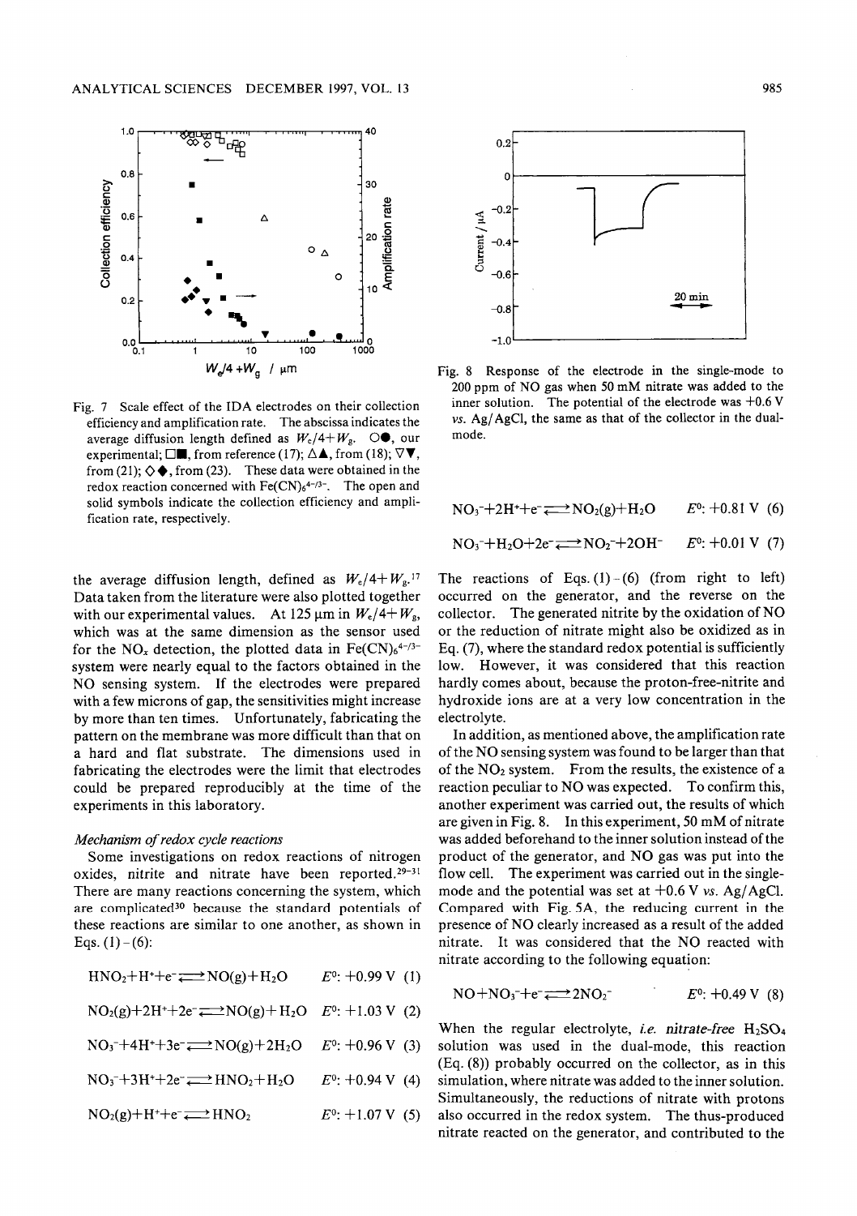Fig. 7 Scale effect of the IDA electrodes on their collection efficiency and amplification rate. The abscissa indicates the average diffusion length defined as $W_e/4+W_g$. ○●, our experimental; □■, from reference (17); △▲, from (18); ▽▼, from (21); ◇◆, from (23). These data were obtained in the redox reaction concerned with $Fe(CN)_6^{4-/3-}$. The open and solid symbols indicate the collection efficiency and amplification rate, respectively.

the average diffusion length, defined as $W_e/4+W_g$.[17] Data taken from the literature were also plotted together with our experimental values. At 125 μm in $W_e/4+W_g$, which was at the same dimension as the sensor used for the $NO_x$ detection, the plotted data in $Fe(CN)_6^{4-/3-}$ system were nearly equal to the factors obtained in the NO sensing system. If the electrodes were prepared with a few microns of gap, the sensitivities might increase by more than ten times. Unfortunately, fabricating the pattern on the membrane was more difficult than that on a hard and flat substrate. The dimensions used in fabricating the electrodes were the limit that electrodes could be prepared reproducibly at the time of the experiments in this laboratory.

*Mechanism of redox cycle reactions*

Some investigations on redox reactions of nitrogen oxides, nitrite and nitrate have been reported.[29-31] There are many reactions concerning the system, which are complicated[30] because the standard potentials of these reactions are similar to one another, as shown in Eqs. (1) – (6):

$$HNO_2+H^++e^- \rightleftharpoons NO(g)+H_2O \qquad E^0\text{: } +0.99\text{ V} \quad (1)$$

$$NO_2(g)+2H^++2e^- \rightleftharpoons NO(g)+H_2O \qquad E^0\text{: } +1.03\text{ V} \quad (2)$$

$$NO_3^-+4H^++3e^- \rightleftharpoons NO(g)+2H_2O \qquad E^0\text{: } +0.96\text{ V} \quad (3)$$

$$NO_3^-+3H^++2e^- \rightleftharpoons HNO_2+H_2O \qquad E^0\text{: } +0.94\text{ V} \quad (4)$$

$$NO_2(g)+H^++e^- \rightleftharpoons HNO_2 \qquad E^0\text{: } +1.07\text{ V} \quad (5)$$

$$NO_3^-+2H^++e^- \rightleftharpoons NO_2(g)+H_2O \qquad E^0\text{: } +0.81\text{ V} \quad (6)$$

$$NO_3^-+H_2O+2e^- \rightleftharpoons NO_2^-+2OH^- \qquad E^0\text{: } +0.01\text{ V} \quad (7)$$

The reactions of Eqs. (1) – (6) (from right to left) occurred on the generator, and the reverse on the collector. The generated nitrite by the oxidation of NO or the reduction of nitrate might also be oxidized as in Eq. (7), where the standard redox potential is sufficiently low. However, it was considered that this reaction hardly comes about, because the proton-free-nitrite and hydroxide ions are at a very low concentration in the electrolyte.

In addition, as mentioned above, the amplification rate of the NO sensing system was found to be larger than that of the $NO_2$ system. From the results, the existence of a reaction peculiar to NO was expected. To confirm this, another experiment was carried out, the results of which are given in Fig. 8. In this experiment, 50 mM of nitrate was added beforehand to the inner solution instead of the product of the generator, and NO gas was put into the flow cell. The experiment was carried out in the single-mode and the potential was set at +0.6 V *vs.* Ag/AgCl. Compared with Fig. 5A, the reducing current in the presence of NO clearly increased as a result of the added nitrate. It was considered that the NO reacted with nitrate according to the following equation:

$$NO+NO_3^-+e^- \rightleftharpoons 2NO_2^- \qquad E^0\text{: } +0.49\text{ V} \quad (8)$$

When the regular electrolyte, *i.e.* *nitrate-free* $H_2SO_4$ solution was used in the dual-mode, this reaction (Eq. (8)) probably occurred on the collector, as in this simulation, where nitrate was added to the inner solution. Simultaneously, the reductions of nitrate with protons also occurred in the redox system. The thus-produced nitrate reacted on the generator, and contributed to the

Fig. 8 Response of the electrode in the single-mode to 200 ppm of NO gas when 50 mM nitrate was added to the inner solution. The potential of the electrode was +0.6 V *vs.* Ag/AgCl, the same as that of the collector in the dual-mode.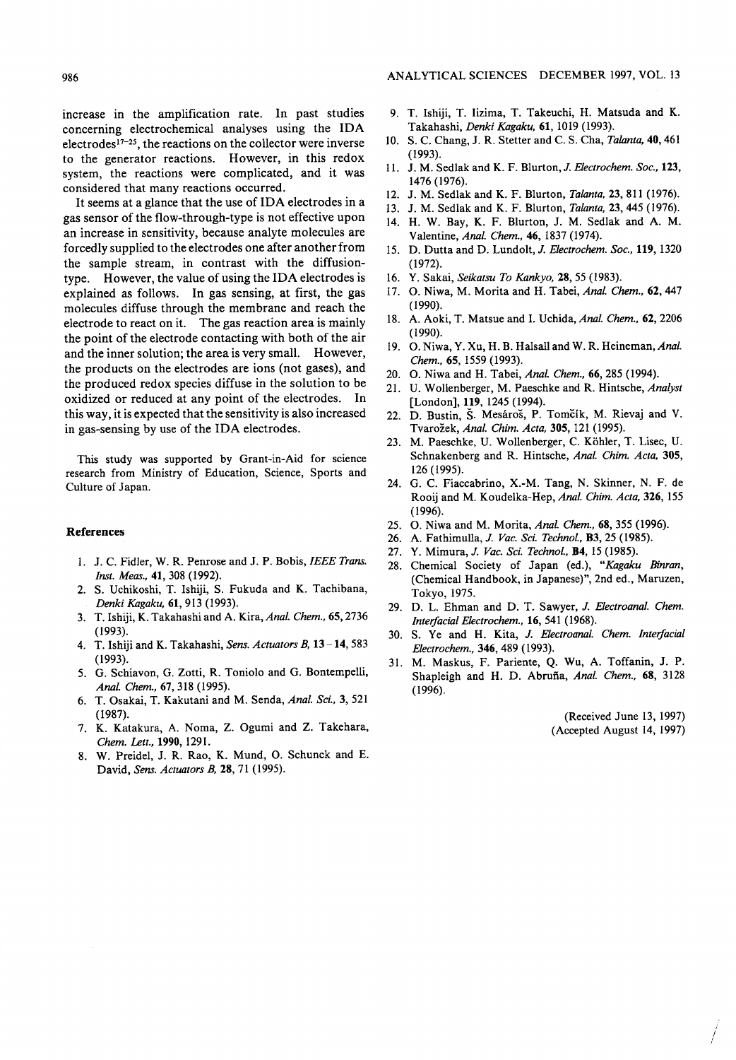increase in the amplification rate. In past studies concerning electrochemical analyses using the IDA electrodes[17–25], the reactions on the collector were inverse to the generator reactions. However, in this redox system, the reactions were complicated, and it was considered that many reactions occurred.

It seems at a glance that the use of IDA electrodes in a gas sensor of the flow-through-type is not effective upon an increase in sensitivity, because analyte molecules are forcedly supplied to the electrodes one after another from the sample stream, in contrast with the diffusion-type. However, the value of using the IDA electrodes is explained as follows. In gas sensing, at first, the gas molecules diffuse through the membrane and reach the electrode to react on it. The gas reaction area is mainly the point of the electrode contacting with both of the air and the inner solution; the area is very small. However, the products on the electrodes are ions (not gases), and the produced redox species diffuse in the solution to be oxidized or reduced at any point of the electrodes. In this way, it is expected that the sensitivity is also increased in gas-sensing by use of the IDA electrodes.

This study was supported by Grant-in-Aid for science research from Ministry of Education, Science, Sports and Culture of Japan.

## References

1. J. C. Fidler, W. R. Penrose and J. P. Bobis, *IEEE Trans. Inst. Meas.*, **41**, 308 (1992).
2. S. Uchikoshi, T. Ishiji, S. Fukuda and K. Tachibana, *Denki Kagaku*, **61**, 913 (1993).
3. T. Ishiji, K. Takahashi and A. Kira, *Anal. Chem.*, **65**, 2736 (1993).
4. T. Ishiji and K. Takahashi, *Sens. Actuators B*, **13**–**14**, 583 (1993).
5. G. Schiavon, G. Zotti, R. Toniolo and G. Bontempelli, *Anal. Chem.*, **67**, 318 (1995).
6. T. Osakai, T. Kakutani and M. Senda, *Anal. Sci.*, **3**, 521 (1987).
7. K. Katakura, A. Noma, Z. Ogumi and Z. Takehara, *Chem. Lett.*, **1990**, 1291.
8. W. Preidel, J. R. Rao, K. Mund, O. Schunck and E. David, *Sens. Actuators B*, **28**, 71 (1995).
9. T. Ishiji, T. Iizima, T. Takeuchi, H. Matsuda and K. Takahashi, *Denki Kagaku*, **61**, 1019 (1993).
10. S. C. Chang, J. R. Stetter and C. S. Cha, *Talanta*, **40**, 461 (1993).
11. J. M. Sedlak and K. F. Blurton, *J. Electrochem. Soc.*, **123**, 1476 (1976).
12. J. M. Sedlak and K. F. Blurton, *Talanta*, **23**, 811 (1976).
13. J. M. Sedlak and K. F. Blurton, *Talanta*, **23**, 445 (1976).
14. H. W. Bay, K. F. Blurton, J. M. Sedlak and A. M. Valentine, *Anal. Chem.*, **46**, 1837 (1974).
15. D. Dutta and D. Lundolt, *J. Electrochem. Soc.*, **119**, 1320 (1972).
16. Y. Sakai, *Seikatsu To Kankyo*, **28**, 55 (1983).
17. O. Niwa, M. Morita and H. Tabei, *Anal. Chem.*, **62**, 447 (1990).
18. A. Aoki, T. Matsue and I. Uchida, *Anal. Chem.*, **62**, 2206 (1990).
19. O. Niwa, Y. Xu, H. B. Halsall and W. R. Heineman, *Anal. Chem.*, **65**, 1559 (1993).
20. O. Niwa and H. Tabei, *Anal. Chem.*, **66**, 285 (1994).
21. U. Wollenberger, M. Paeschke and R. Hintsche, *Analyst* [London], **119**, 1245 (1994).
22. D. Bustin, Š. Mesároš, P. Tomčík, M. Rievaj and V. Tvarožek, *Anal. Chim. Acta*, **305**, 121 (1995).
23. M. Paeschke, U. Wollenberger, C. Köhler, T. Lisec, U. Schnakenberg and R. Hintsche, *Anal. Chim. Acta*, **305**, 126 (1995).
24. G. C. Fiaccabrino, X.-M. Tang, N. Skinner, N. F. de Rooij and M. Koudelka-Hep, *Anal. Chim. Acta*, **326**, 155 (1996).
25. O. Niwa and M. Morita, *Anal. Chem.*, **68**, 355 (1996).
26. A. Fathimulla, *J. Vac. Sci. Technol.*, **B3**, 25 (1985).
27. Y. Mimura, *J. Vac. Sci. Technol.*, **B4**, 15 (1985).
28. Chemical Society of Japan (ed.), "*Kagaku Binran*, (Chemical Handbook, in Japanese)", 2nd ed., Maruzen, Tokyo, 1975.
29. D. L. Ehman and D. T. Sawyer, *J. Electroanal. Chem. Interfacial Electrochem.*, **16**, 541 (1968).
30. S. Ye and H. Kita, *J. Electroanal. Chem. Interfacial Electrochem.*, **346**, 489 (1993).
31. M. Maskus, F. Pariente, Q. Wu, A. Toffanin, J. P. Shapleigh and H. D. Abruña, *Anal. Chem.*, **68**, 3128 (1996).

(Received June 13, 1997)
(Accepted August 14, 1997)